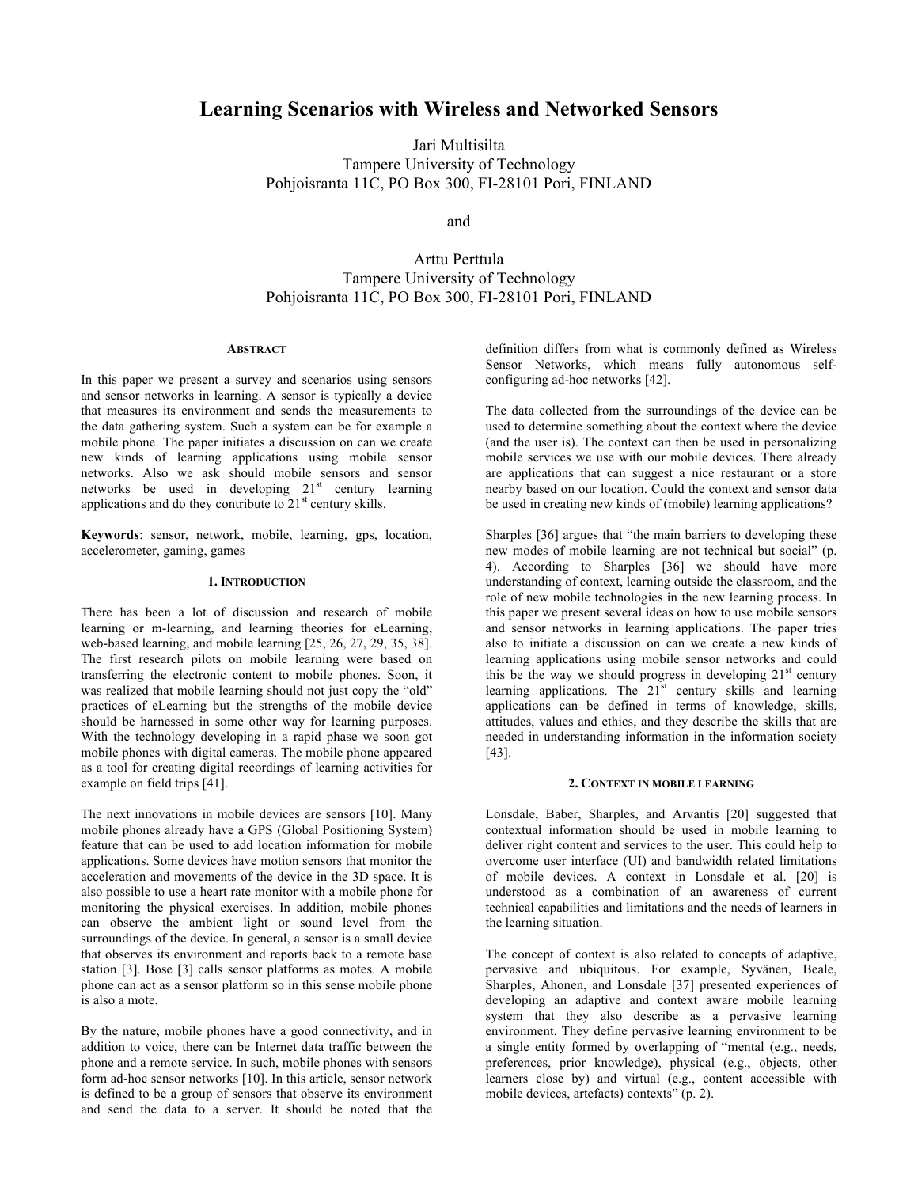# Learning Scenarios with Wireless and Networked Sensors

Jari Multisilta
Tampere University of Technology
Pohjoisranta 11C, PO Box 300, FI-28101 Pori, FINLAND

and

Arttu Perttula
Tampere University of Technology
Pohjoisranta 11C, PO Box 300, FI-28101 Pori, FINLAND

## ABSTRACT

In this paper we present a survey and scenarios using sensors and sensor networks in learning. A sensor is typically a device that measures its environment and sends the measurements to the data gathering system. Such a system can be for example a mobile phone. The paper initiates a discussion on can we create new kinds of learning applications using mobile sensor networks. Also we ask should mobile sensors and sensor networks be used in developing 21[st] century learning applications and do they contribute to 21[st] century skills.

**Keywords**: sensor, network, mobile, learning, gps, location, accelerometer, gaming, games

## 1. INTRODUCTION

There has been a lot of discussion and research of mobile learning or m-learning, and learning theories for eLearning, web-based learning, and mobile learning [25, 26, 27, 29, 35, 38]. The first research pilots on mobile learning were based on transferring the electronic content to mobile phones. Soon, it was realized that mobile learning should not just copy the "old" practices of eLearning but the strengths of the mobile device should be harnessed in some other way for learning purposes. With the technology developing in a rapid phase we soon got mobile phones with digital cameras. The mobile phone appeared as a tool for creating digital recordings of learning activities for example on field trips [41].

The next innovations in mobile devices are sensors [10]. Many mobile phones already have a GPS (Global Positioning System) feature that can be used to add location information for mobile applications. Some devices have motion sensors that monitor the acceleration and movements of the device in the 3D space. It is also possible to use a heart rate monitor with a mobile phone for monitoring the physical exercises. In addition, mobile phones can observe the ambient light or sound level from the surroundings of the device. In general, a sensor is a small device that observes its environment and reports back to a remote base station [3]. Bose [3] calls sensor platforms as motes. A mobile phone can act as a sensor platform so in this sense mobile phone is also a mote.

By the nature, mobile phones have a good connectivity, and in addition to voice, there can be Internet data traffic between the phone and a remote service. In such, mobile phones with sensors form ad-hoc sensor networks [10]. In this article, sensor network is defined to be a group of sensors that observe its environment and send the data to a server. It should be noted that the definition differs from what is commonly defined as Wireless Sensor Networks, which means fully autonomous self-configuring ad-hoc networks [42].

The data collected from the surroundings of the device can be used to determine something about the context where the device (and the user is). The context can then be used in personalizing mobile services we use with our mobile devices. There already are applications that can suggest a nice restaurant or a store nearby based on our location. Could the context and sensor data be used in creating new kinds of (mobile) learning applications?

Sharples [36] argues that "the main barriers to developing these new modes of mobile learning are not technical but social" (p. 4). According to Sharples [36] we should have more understanding of context, learning outside the classroom, and the role of new mobile technologies in the new learning process. In this paper we present several ideas on how to use mobile sensors and sensor networks in learning applications. The paper tries also to initiate a discussion on can we create a new kinds of learning applications using mobile sensor networks and could this be the way we should progress in developing 21[st] century learning applications. The 21[st] century skills and learning applications can be defined in terms of knowledge, skills, attitudes, values and ethics, and they describe the skills that are needed in understanding information in the information society [43].

## 2. CONTEXT IN MOBILE LEARNING

Lonsdale, Baber, Sharples, and Arvantis [20] suggested that contextual information should be used in mobile learning to deliver right content and services to the user. This could help to overcome user interface (UI) and bandwidth related limitations of mobile devices. A context in Lonsdale et al. [20] is understood as a combination of an awareness of current technical capabilities and limitations and the needs of learners in the learning situation.

The concept of context is also related to concepts of adaptive, pervasive and ubiquitous. For example, Syvänen, Beale, Sharples, Ahonen, and Lonsdale [37] presented experiences of developing an adaptive and context aware mobile learning system that they also describe as a pervasive learning environment. They define pervasive learning environment to be a single entity formed by overlapping of "mental (e.g., needs, preferences, prior knowledge), physical (e.g., objects, other learners close by) and virtual (e.g., content accessible with mobile devices, artefacts) contexts" (p. 2).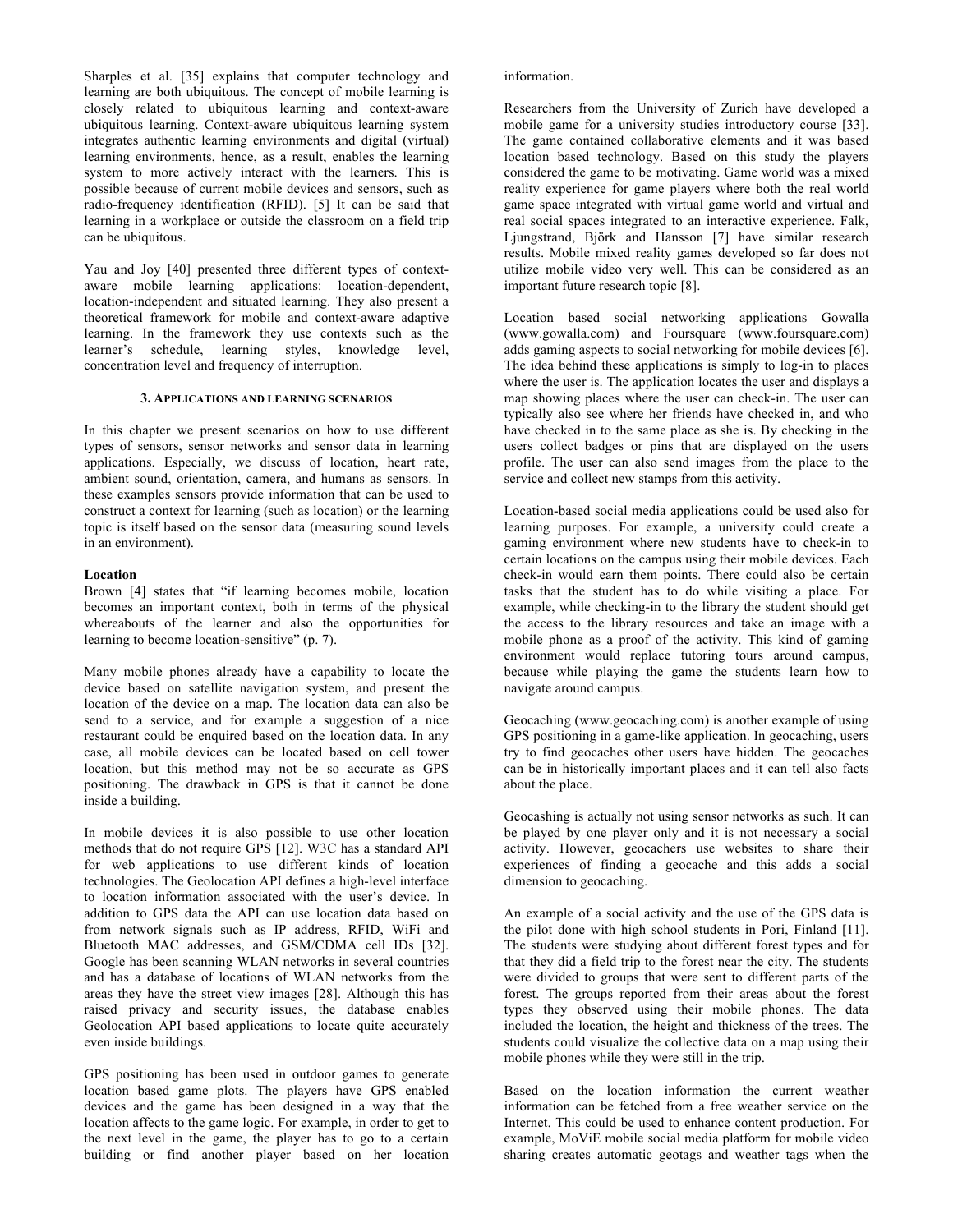Sharples et al. [35] explains that computer technology and learning are both ubiquitous. The concept of mobile learning is closely related to ubiquitous learning and context-aware ubiquitous learning. Context-aware ubiquitous learning system integrates authentic learning environments and digital (virtual) learning environments, hence, as a result, enables the learning system to more actively interact with the learners. This is possible because of current mobile devices and sensors, such as radio-frequency identification (RFID). [5] It can be said that learning in a workplace or outside the classroom on a field trip can be ubiquitous.

Yau and Joy [40] presented three different types of context-aware mobile learning applications: location-dependent, location-independent and situated learning. They also present a theoretical framework for mobile and context-aware adaptive learning. In the framework they use contexts such as the learner's schedule, learning styles, knowledge level, concentration level and frequency of interruption.

## 3. APPLICATIONS AND LEARNING SCENARIOS

In this chapter we present scenarios on how to use different types of sensors, sensor networks and sensor data in learning applications. Especially, we discuss of location, heart rate, ambient sound, orientation, camera, and humans as sensors. In these examples sensors provide information that can be used to construct a context for learning (such as location) or the learning topic is itself based on the sensor data (measuring sound levels in an environment).

**Location**

Brown [4] states that "if learning becomes mobile, location becomes an important context, both in terms of the physical whereabouts of the learner and also the opportunities for learning to become location-sensitive" (p. 7).

Many mobile phones already have a capability to locate the device based on satellite navigation system, and present the location of the device on a map. The location data can also be send to a service, and for example a suggestion of a nice restaurant could be enquired based on the location data. In any case, all mobile devices can be located based on cell tower location, but this method may not be so accurate as GPS positioning. The drawback in GPS is that it cannot be done inside a building.

In mobile devices it is also possible to use other location methods that do not require GPS [12]. W3C has a standard API for web applications to use different kinds of location technologies. The Geolocation API defines a high-level interface to location information associated with the user's device. In addition to GPS data the API can use location data based on from network signals such as IP address, RFID, WiFi and Bluetooth MAC addresses, and GSM/CDMA cell IDs [32]. Google has been scanning WLAN networks in several countries and has a database of locations of WLAN networks from the areas they have the street view images [28]. Although this has raised privacy and security issues, the database enables Geolocation API based applications to locate quite accurately even inside buildings.

GPS positioning has been used in outdoor games to generate location based game plots. The players have GPS enabled devices and the game has been designed in a way that the location affects to the game logic. For example, in order to get to the next level in the game, the player has to go to a certain building or find another player based on her location information.

Researchers from the University of Zurich have developed a mobile game for a university studies introductory course [33]. The game contained collaborative elements and it was based location based technology. Based on this study the players considered the game to be motivating. Game world was a mixed reality experience for game players where both the real world game space integrated with virtual game world and virtual and real social spaces integrated to an interactive experience. Falk, Ljungstrand, Björk and Hansson [7] have similar research results. Mobile mixed reality games developed so far does not utilize mobile video very well. This can be considered as an important future research topic [8].

Location based social networking applications Gowalla (www.gowalla.com) and Foursquare (www.foursquare.com) adds gaming aspects to social networking for mobile devices [6]. The idea behind these applications is simply to log-in to places where the user is. The application locates the user and displays a map showing places where the user can check-in. The user can typically also see where her friends have checked in, and who have checked in to the same place as she is. By checking in the users collect badges or pins that are displayed on the users profile. The user can also send images from the place to the service and collect new stamps from this activity.

Location-based social media applications could be used also for learning purposes. For example, a university could create a gaming environment where new students have to check-in to certain locations on the campus using their mobile devices. Each check-in would earn them points. There could also be certain tasks that the student has to do while visiting a place. For example, while checking-in to the library the student should get the access to the library resources and take an image with a mobile phone as a proof of the activity. This kind of gaming environment would replace tutoring tours around campus, because while playing the game the students learn how to navigate around campus.

Geocaching (www.geocaching.com) is another example of using GPS positioning in a game-like application. In geocaching, users try to find geocaches other users have hidden. The geocaches can be in historically important places and it can tell also facts about the place.

Geocashing is actually not using sensor networks as such. It can be played by one player only and it is not necessary a social activity. However, geocachers use websites to share their experiences of finding a geocache and this adds a social dimension to geocaching.

An example of a social activity and the use of the GPS data is the pilot done with high school students in Pori, Finland [11]. The students were studying about different forest types and for that they did a field trip to the forest near the city. The students were divided to groups that were sent to different parts of the forest. The groups reported from their areas about the forest types they observed using their mobile phones. The data included the location, the height and thickness of the trees. The students could visualize the collective data on a map using their mobile phones while they were still in the trip.

Based on the location information the current weather information can be fetched from a free weather service on the Internet. This could be used to enhance content production. For example, MoViE mobile social media platform for mobile video sharing creates automatic geotags and weather tags when the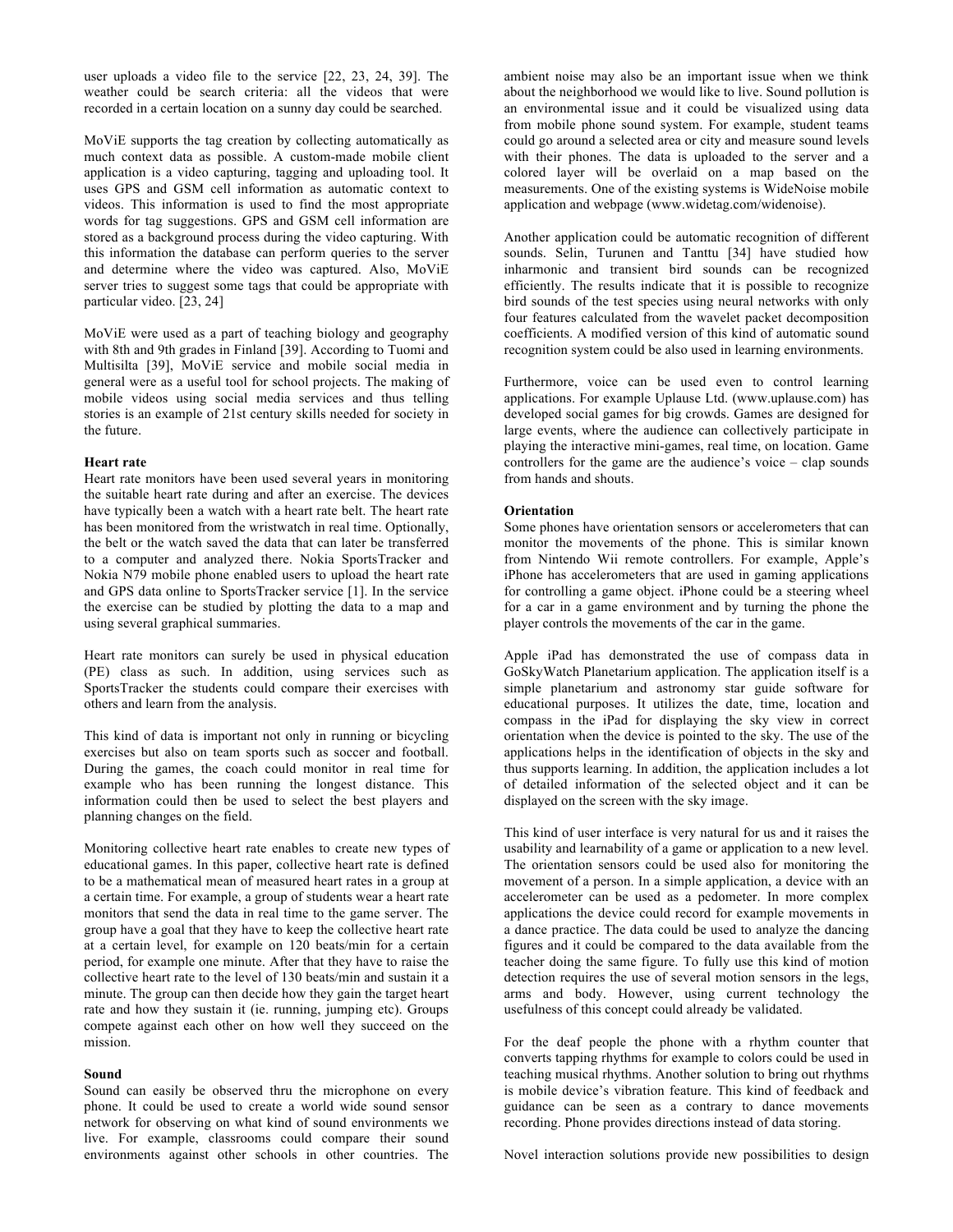user uploads a video file to the service [22, 23, 24, 39]. The weather could be search criteria: all the videos that were recorded in a certain location on a sunny day could be searched.

MoViE supports the tag creation by collecting automatically as much context data as possible. A custom-made mobile client application is a video capturing, tagging and uploading tool. It uses GPS and GSM cell information as automatic context to videos. This information is used to find the most appropriate words for tag suggestions. GPS and GSM cell information are stored as a background process during the video capturing. With this information the database can perform queries to the server and determine where the video was captured. Also, MoViE server tries to suggest some tags that could be appropriate with particular video. [23, 24]

MoViE were used as a part of teaching biology and geography with 8th and 9th grades in Finland [39]. According to Tuomi and Multisilta [39], MoViE service and mobile social media in general were as a useful tool for school projects. The making of mobile videos using social media services and thus telling stories is an example of 21st century skills needed for society in the future.

**Heart rate**

Heart rate monitors have been used several years in monitoring the suitable heart rate during and after an exercise. The devices have typically been a watch with a heart rate belt. The heart rate has been monitored from the wristwatch in real time. Optionally, the belt or the watch saved the data that can later be transferred to a computer and analyzed there. Nokia SportsTracker and Nokia N79 mobile phone enabled users to upload the heart rate and GPS data online to SportsTracker service [1]. In the service the exercise can be studied by plotting the data to a map and using several graphical summaries.

Heart rate monitors can surely be used in physical education (PE) class as such. In addition, using services such as SportsTracker the students could compare their exercises with others and learn from the analysis.

This kind of data is important not only in running or bicycling exercises but also on team sports such as soccer and football. During the games, the coach could monitor in real time for example who has been running the longest distance. This information could then be used to select the best players and planning changes on the field.

Monitoring collective heart rate enables to create new types of educational games. In this paper, collective heart rate is defined to be a mathematical mean of measured heart rates in a group at a certain time. For example, a group of students wear a heart rate monitors that send the data in real time to the game server. The group have a goal that they have to keep the collective heart rate at a certain level, for example on 120 beats/min for a certain period, for example one minute. After that they have to raise the collective heart rate to the level of 130 beats/min and sustain it a minute. The group can then decide how they gain the target heart rate and how they sustain it (ie. running, jumping etc). Groups compete against each other on how well they succeed on the mission.

**Sound**

Sound can easily be observed thru the microphone on every phone. It could be used to create a world wide sound sensor network for observing on what kind of sound environments we live. For example, classrooms could compare their sound environments against other schools in other countries. The ambient noise may also be an important issue when we think about the neighborhood we would like to live. Sound pollution is an environmental issue and it could be visualized using data from mobile phone sound system. For example, student teams could go around a selected area or city and measure sound levels with their phones. The data is uploaded to the server and a colored layer will be overlaid on a map based on the measurements. One of the existing systems is WideNoise mobile application and webpage (www.widetag.com/widenoise).

Another application could be automatic recognition of different sounds. Selin, Turunen and Tanttu [34] have studied how inharmonic and transient bird sounds can be recognized efficiently. The results indicate that it is possible to recognize bird sounds of the test species using neural networks with only four features calculated from the wavelet packet decomposition coefficients. A modified version of this kind of automatic sound recognition system could be also used in learning environments.

Furthermore, voice can be used even to control learning applications. For example Uplause Ltd. (www.uplause.com) has developed social games for big crowds. Games are designed for large events, where the audience can collectively participate in playing the interactive mini-games, real time, on location. Game controllers for the game are the audience's voice – clap sounds from hands and shouts.

**Orientation**

Some phones have orientation sensors or accelerometers that can monitor the movements of the phone. This is similar known from Nintendo Wii remote controllers. For example, Apple's iPhone has accelerometers that are used in gaming applications for controlling a game object. iPhone could be a steering wheel for a car in a game environment and by turning the phone the player controls the movements of the car in the game.

Apple iPad has demonstrated the use of compass data in GoSkyWatch Planetarium application. The application itself is a simple planetarium and astronomy star guide software for educational purposes. It utilizes the date, time, location and compass in the iPad for displaying the sky view in correct orientation when the device is pointed to the sky. The use of the applications helps in the identification of objects in the sky and thus supports learning. In addition, the application includes a lot of detailed information of the selected object and it can be displayed on the screen with the sky image.

This kind of user interface is very natural for us and it raises the usability and learnability of a game or application to a new level. The orientation sensors could be used also for monitoring the movement of a person. In a simple application, a device with an accelerometer can be used as a pedometer. In more complex applications the device could record for example movements in a dance practice. The data could be used to analyze the dancing figures and it could be compared to the data available from the teacher doing the same figure. To fully use this kind of motion detection requires the use of several motion sensors in the legs, arms and body. However, using current technology the usefulness of this concept could already be validated.

For the deaf people the phone with a rhythm counter that converts tapping rhythms for example to colors could be used in teaching musical rhythms. Another solution to bring out rhythms is mobile device's vibration feature. This kind of feedback and guidance can be seen as a contrary to dance movements recording. Phone provides directions instead of data storing.

Novel interaction solutions provide new possibilities to design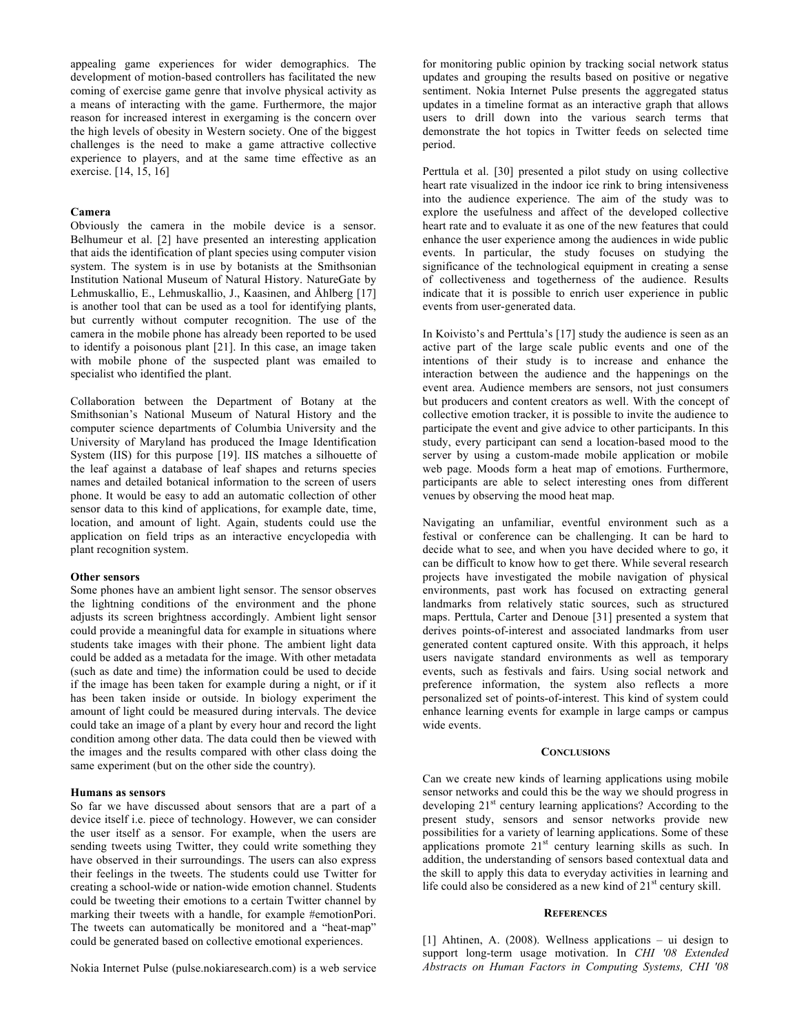appealing game experiences for wider demographics. The development of motion-based controllers has facilitated the new coming of exercise game genre that involve physical activity as a means of interacting with the game. Furthermore, the major reason for increased interest in exergaming is the concern over the high levels of obesity in Western society. One of the biggest challenges is the need to make a game attractive collective experience to players, and at the same time effective as an exercise. [14, 15, 16]

**Camera**

Obviously the camera in the mobile device is a sensor. Belhumeur et al. [2] have presented an interesting application that aids the identification of plant species using computer vision system. The system is in use by botanists at the Smithsonian Institution National Museum of Natural History. NatureGate by Lehmuskallio, E., Lehmuskallio, J., Kaasinen, and Åhlberg [17] is another tool that can be used as a tool for identifying plants, but currently without computer recognition. The use of the camera in the mobile phone has already been reported to be used to identify a poisonous plant [21]. In this case, an image taken with mobile phone of the suspected plant was emailed to specialist who identified the plant.

Collaboration between the Department of Botany at the Smithsonian's National Museum of Natural History and the computer science departments of Columbia University and the University of Maryland has produced the Image Identification System (IIS) for this purpose [19]. IIS matches a silhouette of the leaf against a database of leaf shapes and returns species names and detailed botanical information to the screen of users phone. It would be easy to add an automatic collection of other sensor data to this kind of applications, for example date, time, location, and amount of light. Again, students could use the application on field trips as an interactive encyclopedia with plant recognition system.

**Other sensors**

Some phones have an ambient light sensor. The sensor observes the lightning conditions of the environment and the phone adjusts its screen brightness accordingly. Ambient light sensor could provide a meaningful data for example in situations where students take images with their phone. The ambient light data could be added as a metadata for the image. With other metadata (such as date and time) the information could be used to decide if the image has been taken for example during a night, or if it has been taken inside or outside. In biology experiment the amount of light could be measured during intervals. The device could take an image of a plant by every hour and record the light condition among other data. The data could then be viewed with the images and the results compared with other class doing the same experiment (but on the other side the country).

**Humans as sensors**

So far we have discussed about sensors that are a part of a device itself i.e. piece of technology. However, we can consider the user itself as a sensor. For example, when the users are sending tweets using Twitter, they could write something they have observed in their surroundings. The users can also express their feelings in the tweets. The students could use Twitter for creating a school-wide or nation-wide emotion channel. Students could be tweeting their emotions to a certain Twitter channel by marking their tweets with a handle, for example #emotionPori. The tweets can automatically be monitored and a "heat-map" could be generated based on collective emotional experiences.

Nokia Internet Pulse (pulse.nokiaresearch.com) is a web service for monitoring public opinion by tracking social network status updates and grouping the results based on positive or negative sentiment. Nokia Internet Pulse presents the aggregated status updates in a timeline format as an interactive graph that allows users to drill down into the various search terms that demonstrate the hot topics in Twitter feeds on selected time period.

Perttula et al. [30] presented a pilot study on using collective heart rate visualized in the indoor ice rink to bring intensiveness into the audience experience. The aim of the study was to explore the usefulness and affect of the developed collective heart rate and to evaluate it as one of the new features that could enhance the user experience among the audiences in wide public events. In particular, the study focuses on studying the significance of the technological equipment in creating a sense of collectiveness and togetherness of the audience. Results indicate that it is possible to enrich user experience in public events from user-generated data.

In Koivisto's and Perttula's [17] study the audience is seen as an active part of the large scale public events and one of the intentions of their study is to increase and enhance the interaction between the audience and the happenings on the event area. Audience members are sensors, not just consumers but producers and content creators as well. With the concept of collective emotion tracker, it is possible to invite the audience to participate the event and give advice to other participants. In this study, every participant can send a location-based mood to the server by using a custom-made mobile application or mobile web page. Moods form a heat map of emotions. Furthermore, participants are able to select interesting ones from different venues by observing the mood heat map.

Navigating an unfamiliar, eventful environment such as a festival or conference can be challenging. It can be hard to decide what to see, and when you have decided where to go, it can be difficult to know how to get there. While several research projects have investigated the mobile navigation of physical environments, past work has focused on extracting general landmarks from relatively static sources, such as structured maps. Perttula, Carter and Denoue [31] presented a system that derives points-of-interest and associated landmarks from user generated content captured onsite. With this approach, it helps users navigate standard environments as well as temporary events, such as festivals and fairs. Using social network and preference information, the system also reflects a more personalized set of points-of-interest. This kind of system could enhance learning events for example in large camps or campus wide events.

## CONCLUSIONS

Can we create new kinds of learning applications using mobile sensor networks and could this be the way we should progress in developing 21st century learning applications? According to the present study, sensors and sensor networks provide new possibilities for a variety of learning applications. Some of these applications promote 21st century learning skills as such. In addition, the understanding of sensors based contextual data and the skill to apply this data to everyday activities in learning and life could also be considered as a new kind of 21st century skill.

## REFERENCES

[1] Ahtinen, A. (2008). Wellness applications – ui design to support long-term usage motivation. In *CHI '08 Extended Abstracts on Human Factors in Computing Systems, CHI '08*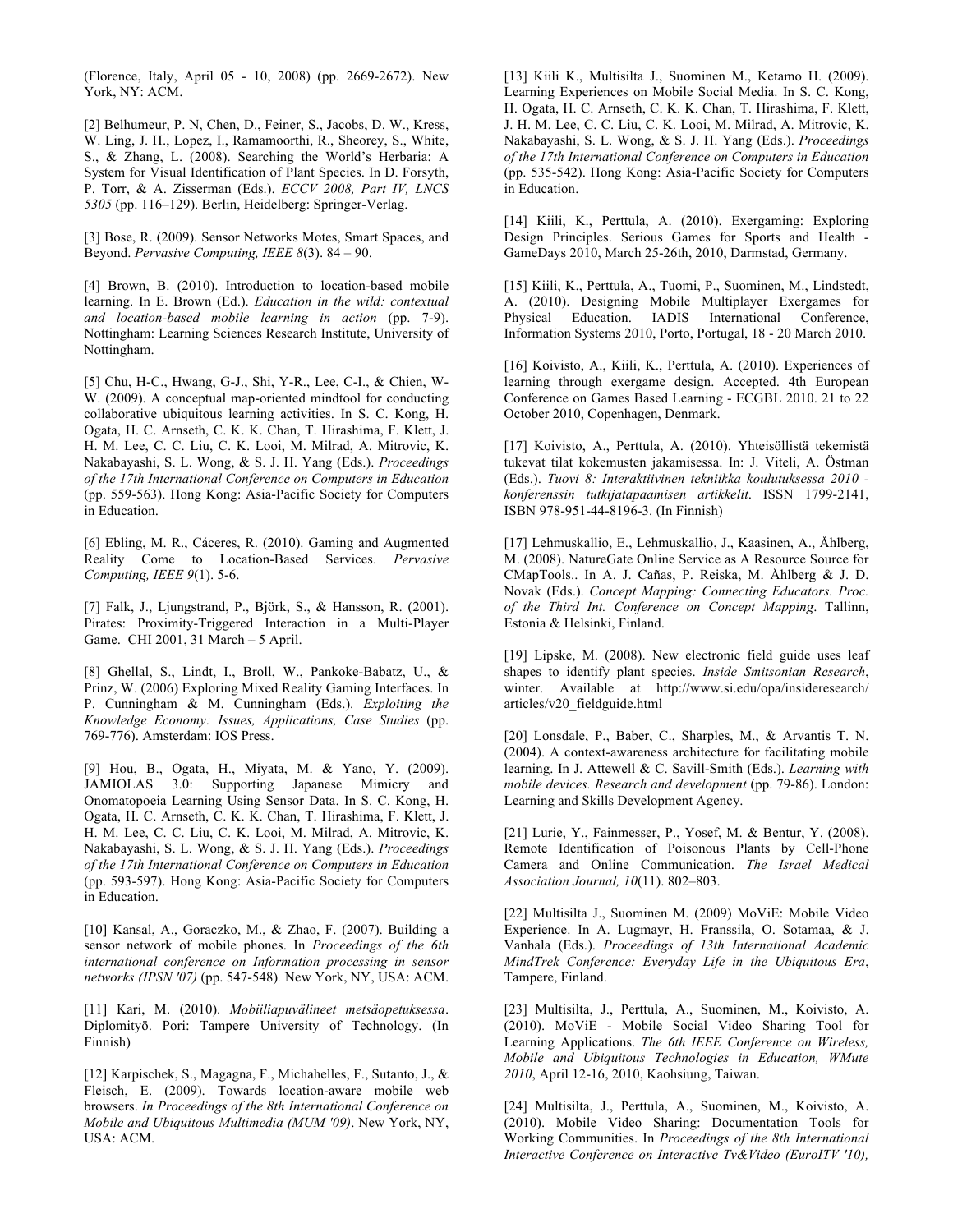(Florence, Italy, April 05 - 10, 2008) (pp. 2669-2672). New York, NY: ACM.

[2] Belhumeur, P. N, Chen, D., Feiner, S., Jacobs, D. W., Kress, W. Ling, J. H., Lopez, I., Ramamoorthi, R., Sheorey, S., White, S., & Zhang, L. (2008). Searching the World's Herbaria: A System for Visual Identification of Plant Species. In D. Forsyth, P. Torr, & A. Zisserman (Eds.). *ECCV 2008, Part IV, LNCS 5305* (pp. 116–129). Berlin, Heidelberg: Springer-Verlag.

[3] Bose, R. (2009). Sensor Networks Motes, Smart Spaces, and Beyond. *Pervasive Computing, IEEE 8*(3). 84 – 90.

[4] Brown, B. (2010). Introduction to location-based mobile learning. In E. Brown (Ed.). *Education in the wild: contextual and location-based mobile learning in action* (pp. 7-9). Nottingham: Learning Sciences Research Institute, University of Nottingham.

[5] Chu, H-C., Hwang, G-J., Shi, Y-R., Lee, C-I., & Chien, W-W. (2009). A conceptual map-oriented mindtool for conducting collaborative ubiquitous learning activities. In S. C. Kong, H. Ogata, H. C. Arnseth, C. K. K. Chan, T. Hirashima, F. Klett, J. H. M. Lee, C. C. Liu, C. K. Looi, M. Milrad, A. Mitrovic, K. Nakabayashi, S. L. Wong, & S. J. H. Yang (Eds.). *Proceedings of the 17th International Conference on Computers in Education* (pp. 559-563). Hong Kong: Asia-Pacific Society for Computers in Education.

[6] Ebling, M. R., Cáceres, R. (2010). Gaming and Augmented Reality Come to Location-Based Services. *Pervasive Computing, IEEE 9*(1). 5-6.

[7] Falk, J., Ljungstrand, P., Björk, S., & Hansson, R. (2001). Pirates: Proximity-Triggered Interaction in a Multi-Player Game. CHI 2001, 31 March – 5 April.

[8] Ghellal, S., Lindt, I., Broll, W., Pankoke-Babatz, U., & Prinz, W. (2006) Exploring Mixed Reality Gaming Interfaces. In P. Cunningham & M. Cunningham (Eds.). *Exploiting the Knowledge Economy: Issues, Applications, Case Studies* (pp. 769-776). Amsterdam: IOS Press.

[9] Hou, B., Ogata, H., Miyata, M. & Yano, Y. (2009). JAMIOLAS 3.0: Supporting Japanese Mimicry and Onomatopoeia Learning Using Sensor Data. In S. C. Kong, H. Ogata, H. C. Arnseth, C. K. K. Chan, T. Hirashima, F. Klett, J. H. M. Lee, C. C. Liu, C. K. Looi, M. Milrad, A. Mitrovic, K. Nakabayashi, S. L. Wong, & S. J. H. Yang (Eds.). *Proceedings of the 17th International Conference on Computers in Education* (pp. 593-597). Hong Kong: Asia-Pacific Society for Computers in Education.

[10] Kansal, A., Goraczko, M., & Zhao, F. (2007). Building a sensor network of mobile phones. In *Proceedings of the 6th international conference on Information processing in sensor networks (IPSN '07)* (pp. 547-548). New York, NY, USA: ACM.

[11] Kari, M. (2010). *Mobiiliapuvälineet metsäopetuksessa*. Diplomityö. Pori: Tampere University of Technology. (In Finnish)

[12] Karpischek, S., Magagna, F., Michahelles, F., Sutanto, J., & Fleisch, E. (2009). Towards location-aware mobile web browsers. *In Proceedings of the 8th International Conference on Mobile and Ubiquitous Multimedia (MUM '09)*. New York, NY, USA: ACM.

[13] Kiili K., Multisilta J., Suominen M., Ketamo H. (2009). Learning Experiences on Mobile Social Media. In S. C. Kong, H. Ogata, H. C. Arnseth, C. K. K. Chan, T. Hirashima, F. Klett, J. H. M. Lee, C. C. Liu, C. K. Looi, M. Milrad, A. Mitrovic, K. Nakabayashi, S. L. Wong, & S. J. H. Yang (Eds.). *Proceedings of the 17th International Conference on Computers in Education* (pp. 535-542). Hong Kong: Asia-Pacific Society for Computers in Education.

[14] Kiili, K., Perttula, A. (2010). Exergaming: Exploring Design Principles. Serious Games for Sports and Health - GameDays 2010, March 25-26th, 2010, Darmstad, Germany.

[15] Kiili, K., Perttula, A., Tuomi, P., Suominen, M., Lindstedt, A. (2010). Designing Mobile Multiplayer Exergames for Physical Education. IADIS International Conference, Information Systems 2010, Porto, Portugal, 18 - 20 March 2010.

[16] Koivisto, A., Kiili, K., Perttula, A. (2010). Experiences of learning through exergame design. Accepted. 4th European Conference on Games Based Learning - ECGBL 2010. 21 to 22 October 2010, Copenhagen, Denmark.

[17] Koivisto, A., Perttula, A. (2010). Yhteisöllistä tekemistä tukevat tilat kokemusten jakamisessa. In: J. Viteli, A. Östman (Eds.). *Tuovi 8: Interaktiivinen tekniikka koulutuksessa 2010 - konferenssin tutkijatapaamisen artikkelit*. ISSN 1799-2141, ISBN 978-951-44-8196-3. (In Finnish)

[17] Lehmuskallio, E., Lehmuskallio, J., Kaasinen, A., Åhlberg, M. (2008). NatureGate Online Service as A Resource Source for CMapTools.. In A. J. Cañas, P. Reiska, M. Åhlberg & J. D. Novak (Eds.). *Concept Mapping: Connecting Educators. Proc. of the Third Int. Conference on Concept Mapping*. Tallinn, Estonia & Helsinki, Finland.

[19] Lipske, M. (2008). New electronic field guide uses leaf shapes to identify plant species. *Inside Smitsonian Research*, winter. Available at http://www.si.edu/opa/insideresearch/articles/v20_fieldguide.html

[20] Lonsdale, P., Baber, C., Sharples, M., & Arvantis T. N. (2004). A context-awareness architecture for facilitating mobile learning. In J. Attewell & C. Savill-Smith (Eds.). *Learning with mobile devices. Research and development* (pp. 79-86). London: Learning and Skills Development Agency.

[21] Lurie, Y., Fainmesser, P., Yosef, M. & Bentur, Y. (2008). Remote Identification of Poisonous Plants by Cell-Phone Camera and Online Communication. *The Israel Medical Association Journal, 10*(11). 802–803.

[22] Multisilta J., Suominen M. (2009) MoViE: Mobile Video Experience. In A. Lugmayr, H. Franssila, O. Sotamaa, & J. Vanhala (Eds.). *Proceedings of 13th International Academic MindTrek Conference: Everyday Life in the Ubiquitous Era*, Tampere, Finland.

[23] Multisilta, J., Perttula, A., Suominen, M., Koivisto, A. (2010). MoViE - Mobile Social Video Sharing Tool for Learning Applications. *The 6th IEEE Conference on Wireless, Mobile and Ubiquitous Technologies in Education, WMute 2010*, April 12-16, 2010, Kaohsiung, Taiwan.

[24] Multisilta, J., Perttula, A., Suominen, M., Koivisto, A. (2010). Mobile Video Sharing: Documentation Tools for Working Communities. In *Proceedings of the 8th International Interactive Conference on Interactive Tv&Video (EuroITV '10),*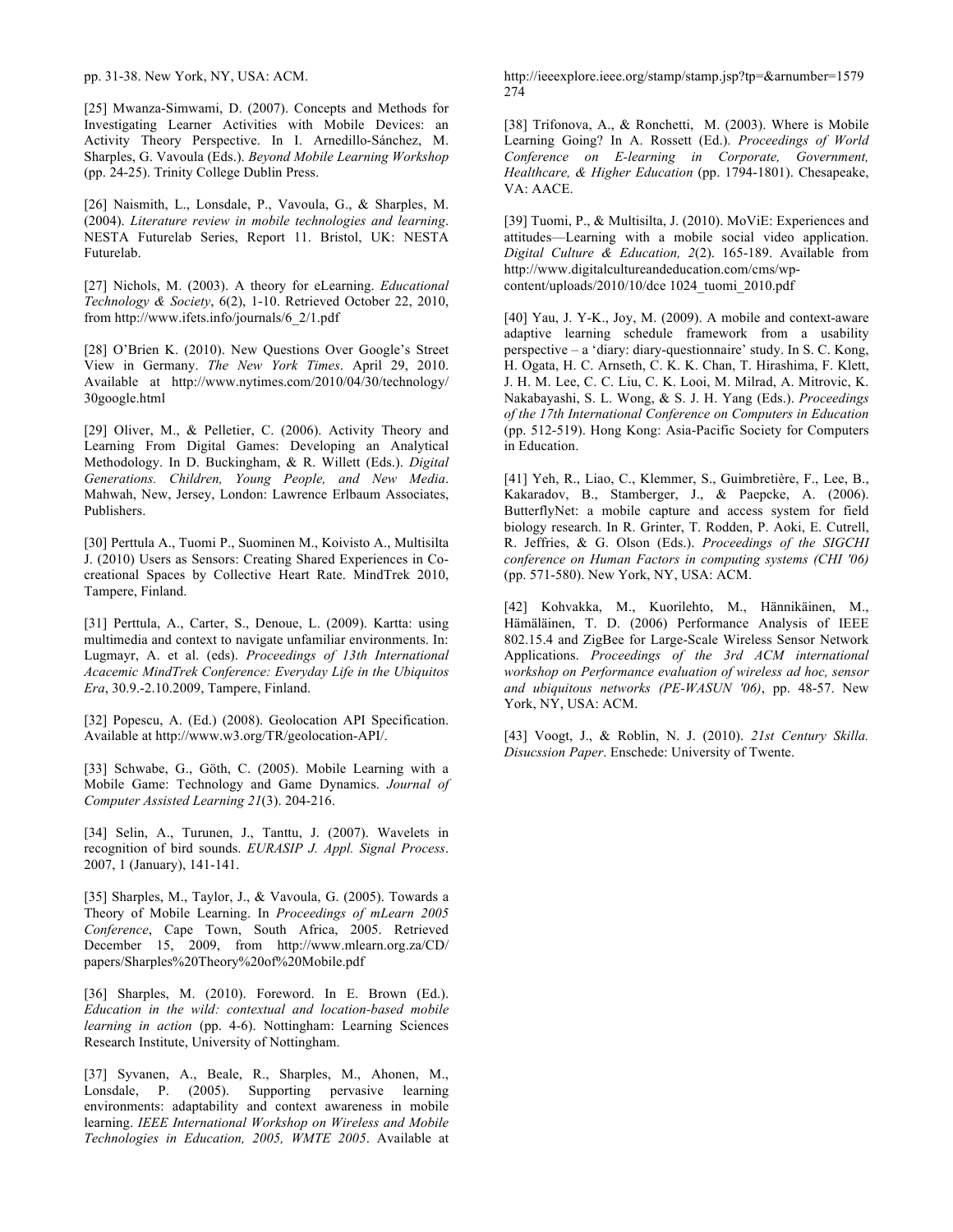pp. 31-38. New York, NY, USA: ACM.

[25] Mwanza-Simwami, D. (2007). Concepts and Methods for Investigating Learner Activities with Mobile Devices: an Activity Theory Perspective. In I. Arnedillo-Sánchez, M. Sharples, G. Vavoula (Eds.). *Beyond Mobile Learning Workshop* (pp. 24-25). Trinity College Dublin Press.

[26] Naismith, L., Lonsdale, P., Vavoula, G., & Sharples, M. (2004). *Literature review in mobile technologies and learning*. NESTA Futurelab Series, Report 11. Bristol, UK: NESTA Futurelab.

[27] Nichols, M. (2003). A theory for eLearning. *Educational Technology & Society*, 6(2), 1-10. Retrieved October 22, 2010, from http://www.ifets.info/journals/6_2/1.pdf

[28] O'Brien K. (2010). New Questions Over Google's Street View in Germany. *The New York Times*. April 29, 2010. Available at http://www.nytimes.com/2010/04/30/technology/30google.html

[29] Oliver, M., & Pelletier, C. (2006). Activity Theory and Learning From Digital Games: Developing an Analytical Methodology. In D. Buckingham, & R. Willett (Eds.). *Digital Generations. Children, Young People, and New Media*. Mahwah, New, Jersey, London: Lawrence Erlbaum Associates, Publishers.

[30] Perttula A., Tuomi P., Suominen M., Koivisto A., Multisilta J. (2010) Users as Sensors: Creating Shared Experiences in Co-creational Spaces by Collective Heart Rate. MindTrek 2010, Tampere, Finland.

[31] Perttula, A., Carter, S., Denoue, L. (2009). Kartta: using multimedia and context to navigate unfamiliar environments. In: Lugmayr, A. et al. (eds). *Proceedings of 13th International Acacemic MindTrek Conference: Everyday Life in the Ubiquitos Era*, 30.9.-2.10.2009, Tampere, Finland.

[32] Popescu, A. (Ed.) (2008). Geolocation API Specification. Available at http://www.w3.org/TR/geolocation-API/.

[33] Schwabe, G., Göth, C. (2005). Mobile Learning with a Mobile Game: Technology and Game Dynamics. *Journal of Computer Assisted Learning 21*(3). 204-216.

[34] Selin, A., Turunen, J., Tanttu, J. (2007). Wavelets in recognition of bird sounds. *EURASIP J. Appl. Signal Process*. 2007, 1 (January), 141-141.

[35] Sharples, M., Taylor, J., & Vavoula, G. (2005). Towards a Theory of Mobile Learning. In *Proceedings of mLearn 2005 Conference*, Cape Town, South Africa, 2005. Retrieved December 15, 2009, from http://www.mlearn.org.za/CD/papers/Sharples%20Theory%20of%20Mobile.pdf

[36] Sharples, M. (2010). Foreword. In E. Brown (Ed.). *Education in the wild: contextual and location-based mobile learning in action* (pp. 4-6). Nottingham: Learning Sciences Research Institute, University of Nottingham.

[37] Syvanen, A., Beale, R., Sharples, M., Ahonen, M., Lonsdale, P. (2005). Supporting pervasive learning environments: adaptability and context awareness in mobile learning. *IEEE International Workshop on Wireless and Mobile Technologies in Education, 2005, WMTE 2005*. Available at http://ieeexplore.ieee.org/stamp/stamp.jsp?tp=&arnumber=1579274

[38] Trifonova, A., & Ronchetti, M. (2003). Where is Mobile Learning Going? In A. Rossett (Ed.). *Proceedings of World Conference on E-learning in Corporate, Government, Healthcare, & Higher Education* (pp. 1794-1801). Chesapeake, VA: AACE.

[39] Tuomi, P., & Multisilta, J. (2010). MoViE: Experiences and attitudes—Learning with a mobile social video application. *Digital Culture & Education, 2*(2). 165-189. Available from http://www.digitalcultureandeducation.com/cms/wp-content/uploads/2010/10/dce 1024_tuomi_2010.pdf

[40] Yau, J. Y-K., Joy, M. (2009). A mobile and context-aware adaptive learning schedule framework from a usability perspective – a 'diary: diary-questionnaire' study. In S. C. Kong, H. Ogata, H. C. Arnseth, C. K. K. Chan, T. Hirashima, F. Klett, J. H. M. Lee, C. C. Liu, C. K. Looi, M. Milrad, A. Mitrovic, K. Nakabayashi, S. L. Wong, & S. J. H. Yang (Eds.). *Proceedings of the 17th International Conference on Computers in Education* (pp. 512-519). Hong Kong: Asia-Pacific Society for Computers in Education.

[41] Yeh, R., Liao, C., Klemmer, S., Guimbretière, F., Lee, B., Kakaradov, B., Stamberger, J., & Paepcke, A. (2006). ButterflyNet: a mobile capture and access system for field biology research. In R. Grinter, T. Rodden, P. Aoki, E. Cutrell, R. Jeffries, & G. Olson (Eds.). *Proceedings of the SIGCHI conference on Human Factors in computing systems (CHI '06)* (pp. 571-580). New York, NY, USA: ACM.

[42] Kohvakka, M., Kuorilehto, M., Hännikäinen, M., Hämäläinen, T. D. (2006) Performance Analysis of IEEE 802.15.4 and ZigBee for Large-Scale Wireless Sensor Network Applications. *Proceedings of the 3rd ACM international workshop on Performance evaluation of wireless ad hoc, sensor and ubiquitous networks (PE-WASUN '06)*, pp. 48-57. New York, NY, USA: ACM.

[43] Voogt, J., & Roblin, N. J. (2010). *21st Century Skilla. Disucssion Paper*. Enschede: University of Twente.